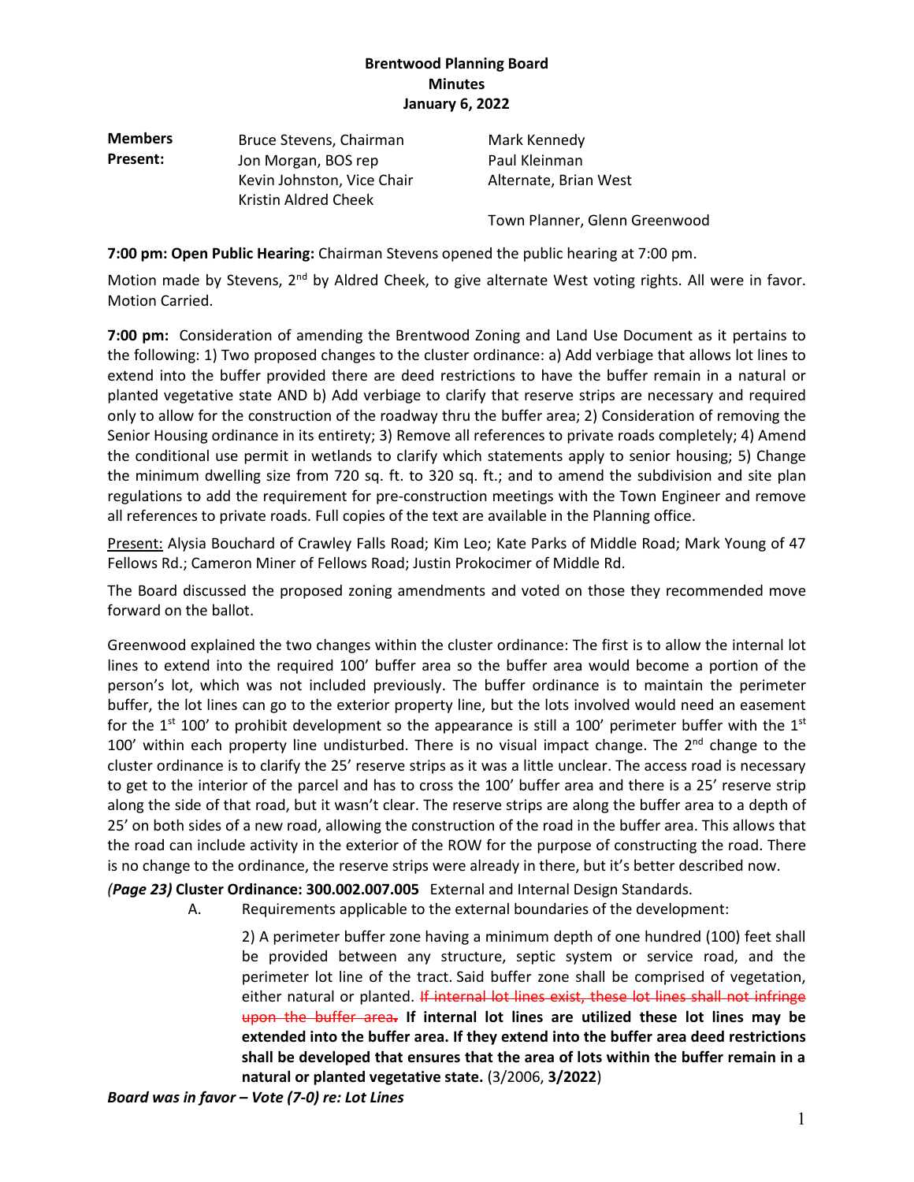**Brentwood Planning Board**
**Minutes**
**January 6, 2022**

| **Members Present:** | Bruce Stevens, Chairman | Mark Kennedy |
|---|---|---|
| | Jon Morgan, BOS rep | Paul Kleinman |
| | Kevin Johnston, Vice Chair | Alternate, Brian West |
| | Kristin Aldred Cheek | |
| | | Town Planner, Glenn Greenwood |

**7:00 pm: Open Public Hearing:** Chairman Stevens opened the public hearing at 7:00 pm.

Motion made by Stevens, 2nd by Aldred Cheek, to give alternate West voting rights. All were in favor. Motion Carried.

**7:00 pm:** Consideration of amending the Brentwood Zoning and Land Use Document as it pertains to the following: 1) Two proposed changes to the cluster ordinance: a) Add verbiage that allows lot lines to extend into the buffer provided there are deed restrictions to have the buffer remain in a natural or planted vegetative state AND b) Add verbiage to clarify that reserve strips are necessary and required only to allow for the construction of the roadway thru the buffer area; 2) Consideration of removing the Senior Housing ordinance in its entirety; 3) Remove all references to private roads completely; 4) Amend the conditional use permit in wetlands to clarify which statements apply to senior housing; 5) Change the minimum dwelling size from 720 sq. ft. to 320 sq. ft.; and to amend the subdivision and site plan regulations to add the requirement for pre-construction meetings with the Town Engineer and remove all references to private roads. Full copies of the text are available in the Planning office.

Present: Alysia Bouchard of Crawley Falls Road; Kim Leo; Kate Parks of Middle Road; Mark Young of 47 Fellows Rd.; Cameron Miner of Fellows Road; Justin Prokocimer of Middle Rd.

The Board discussed the proposed zoning amendments and voted on those they recommended move forward on the ballot.

Greenwood explained the two changes within the cluster ordinance: The first is to allow the internal lot lines to extend into the required 100' buffer area so the buffer area would become a portion of the person's lot, which was not included previously. The buffer ordinance is to maintain the perimeter buffer, the lot lines can go to the exterior property line, but the lots involved would need an easement for the 1st 100' to prohibit development so the appearance is still a 100' perimeter buffer with the 1st 100' within each property line undisturbed. There is no visual impact change. The 2nd change to the cluster ordinance is to clarify the 25' reserve strips as it was a little unclear. The access road is necessary to get to the interior of the parcel and has to cross the 100' buffer area and there is a 25' reserve strip along the side of that road, but it wasn't clear. The reserve strips are along the buffer area to a depth of 25' on both sides of a new road, allowing the construction of the road in the buffer area. This allows that the road can include activity in the exterior of the ROW for the purpose of constructing the road. There is no change to the ordinance, the reserve strips were already in there, but it's better described now.

*(**Page 23)*** **Cluster Ordinance: 300.002.007.005** External and Internal Design Standards.

A. Requirements applicable to the external boundaries of the development:

2) A perimeter buffer zone having a minimum depth of one hundred (100) feet shall be provided between any structure, septic system or service road, and the perimeter lot line of the tract. Said buffer zone shall be comprised of vegetation, either natural or planted. ~~If internal lot lines exist, these lot lines shall not infringe upon the buffer area.~~ **If internal lot lines are utilized these lot lines may be extended into the buffer area. If they extend into the buffer area deed restrictions shall be developed that ensures that the area of lots within the buffer remain in a natural or planted vegetative state.** (3/2006, **3/2022**)

***Board was in favor – Vote (7-0) re: Lot Lines***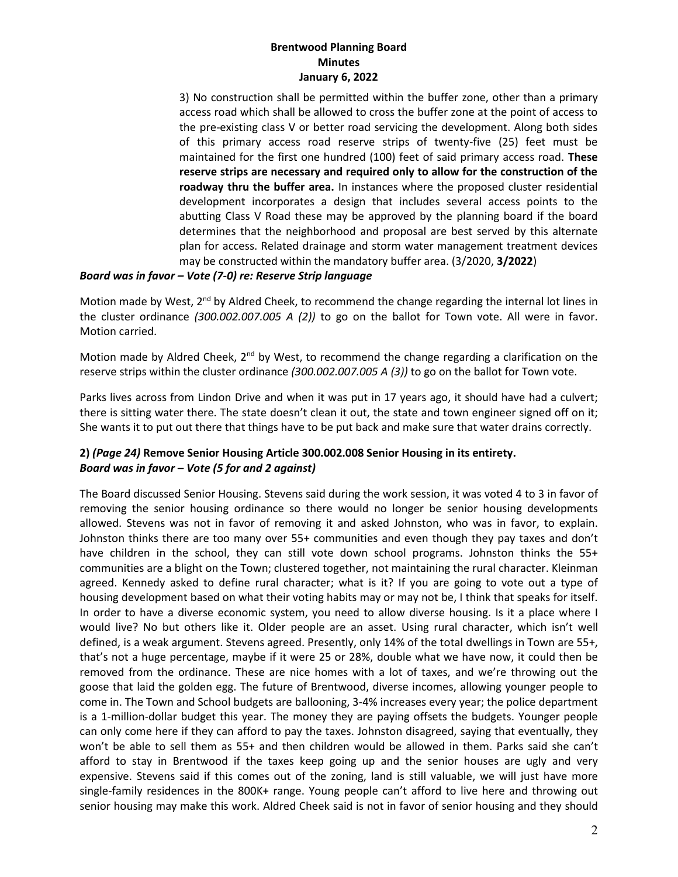3) No construction shall be permitted within the buffer zone, other than a primary access road which shall be allowed to cross the buffer zone at the point of access to the pre-existing class V or better road servicing the development. Along both sides of this primary access road reserve strips of twenty-five (25) feet must be maintained for the first one hundred (100) feet of said primary access road. **These reserve strips are necessary and required only to allow for the construction of the roadway thru the buffer area.** In instances where the proposed cluster residential development incorporates a design that includes several access points to the abutting Class V Road these may be approved by the planning board if the board determines that the neighborhood and proposal are best served by this alternate plan for access. Related drainage and storm water management treatment devices may be constructed within the mandatory buffer area. (3/2020, **3/2022**)

***Board was in favor – Vote (7-0) re: Reserve Strip language***

Motion made by West, 2nd by Aldred Cheek, to recommend the change regarding the internal lot lines in the cluster ordinance *(300.002.007.005 A (2))* to go on the ballot for Town vote. All were in favor. Motion carried.

Motion made by Aldred Cheek, 2nd by West, to recommend the change regarding a clarification on the reserve strips within the cluster ordinance *(300.002.007.005 A (3))* to go on the ballot for Town vote.

Parks lives across from Lindon Drive and when it was put in 17 years ago, it should have had a culvert; there is sitting water there. The state doesn't clean it out, the state and town engineer signed off on it; She wants it to put out there that things have to be put back and make sure that water drains correctly.

**2)** ***(Page 24)*** **Remove Senior Housing Article 300.002.008 Senior Housing in its entirety.**
***Board was in favor – Vote (5 for and 2 against)***

The Board discussed Senior Housing. Stevens said during the work session, it was voted 4 to 3 in favor of removing the senior housing ordinance so there would no longer be senior housing developments allowed. Stevens was not in favor of removing it and asked Johnston, who was in favor, to explain. Johnston thinks there are too many over 55+ communities and even though they pay taxes and don't have children in the school, they can still vote down school programs. Johnston thinks the 55+ communities are a blight on the Town; clustered together, not maintaining the rural character. Kleinman agreed. Kennedy asked to define rural character; what is it? If you are going to vote out a type of housing development based on what their voting habits may or may not be, I think that speaks for itself. In order to have a diverse economic system, you need to allow diverse housing. Is it a place where I would live? No but others like it. Older people are an asset. Using rural character, which isn't well defined, is a weak argument. Stevens agreed. Presently, only 14% of the total dwellings in Town are 55+, that's not a huge percentage, maybe if it were 25 or 28%, double what we have now, it could then be removed from the ordinance. These are nice homes with a lot of taxes, and we're throwing out the goose that laid the golden egg. The future of Brentwood, diverse incomes, allowing younger people to come in. The Town and School budgets are ballooning, 3-4% increases every year; the police department is a 1-million-dollar budget this year. The money they are paying offsets the budgets. Younger people can only come here if they can afford to pay the taxes. Johnston disagreed, saying that eventually, they won't be able to sell them as 55+ and then children would be allowed in them. Parks said she can't afford to stay in Brentwood if the taxes keep going up and the senior houses are ugly and very expensive. Stevens said if this comes out of the zoning, land is still valuable, we will just have more single-family residences in the 800K+ range. Young people can't afford to live here and throwing out senior housing may make this work. Aldred Cheek said is not in favor of senior housing and they should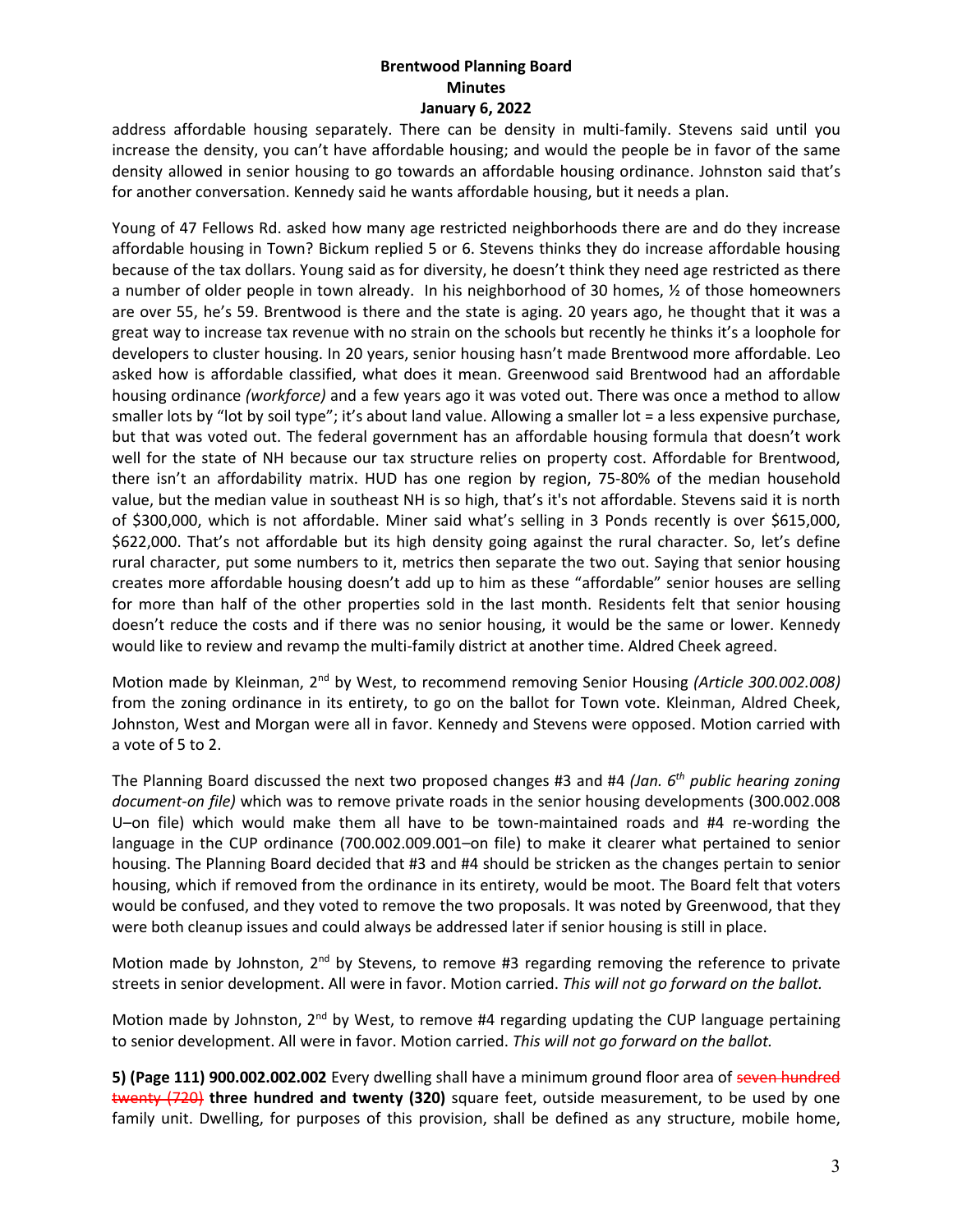address affordable housing separately. There can be density in multi-family. Stevens said until you increase the density, you can't have affordable housing; and would the people be in favor of the same density allowed in senior housing to go towards an affordable housing ordinance. Johnston said that's for another conversation. Kennedy said he wants affordable housing, but it needs a plan.

Young of 47 Fellows Rd. asked how many age restricted neighborhoods there are and do they increase affordable housing in Town? Bickum replied 5 or 6. Stevens thinks they do increase affordable housing because of the tax dollars. Young said as for diversity, he doesn't think they need age restricted as there a number of older people in town already. In his neighborhood of 30 homes, ½ of those homeowners are over 55, he's 59. Brentwood is there and the state is aging. 20 years ago, he thought that it was a great way to increase tax revenue with no strain on the schools but recently he thinks it's a loophole for developers to cluster housing. In 20 years, senior housing hasn't made Brentwood more affordable. Leo asked how is affordable classified, what does it mean. Greenwood said Brentwood had an affordable housing ordinance *(workforce)* and a few years ago it was voted out. There was once a method to allow smaller lots by "lot by soil type"; it's about land value. Allowing a smaller lot = a less expensive purchase, but that was voted out. The federal government has an affordable housing formula that doesn't work well for the state of NH because our tax structure relies on property cost. Affordable for Brentwood, there isn't an affordability matrix. HUD has one region by region, 75-80% of the median household value, but the median value in southeast NH is so high, that's it's not affordable. Stevens said it is north of $300,000, which is not affordable. Miner said what's selling in 3 Ponds recently is over $615,000, $622,000. That's not affordable but its high density going against the rural character. So, let's define rural character, put some numbers to it, metrics then separate the two out. Saying that senior housing creates more affordable housing doesn't add up to him as these "affordable" senior houses are selling for more than half of the other properties sold in the last month. Residents felt that senior housing doesn't reduce the costs and if there was no senior housing, it would be the same or lower. Kennedy would like to review and revamp the multi-family district at another time. Aldred Cheek agreed.

Motion made by Kleinman, 2nd by West, to recommend removing Senior Housing *(Article 300.002.008)* from the zoning ordinance in its entirety, to go on the ballot for Town vote. Kleinman, Aldred Cheek, Johnston, West and Morgan were all in favor. Kennedy and Stevens were opposed. Motion carried with a vote of 5 to 2.

The Planning Board discussed the next two proposed changes #3 and #4 *(Jan. 6th public hearing zoning document-on file)* which was to remove private roads in the senior housing developments (300.002.008 U–on file) which would make them all have to be town-maintained roads and #4 re-wording the language in the CUP ordinance (700.002.009.001–on file) to make it clearer what pertained to senior housing. The Planning Board decided that #3 and #4 should be stricken as the changes pertain to senior housing, which if removed from the ordinance in its entirety, would be moot. The Board felt that voters would be confused, and they voted to remove the two proposals. It was noted by Greenwood, that they were both cleanup issues and could always be addressed later if senior housing is still in place.

Motion made by Johnston, 2nd by Stevens, to remove #3 regarding removing the reference to private streets in senior development. All were in favor. Motion carried. *This will not go forward on the ballot.*

Motion made by Johnston, 2nd by West, to remove #4 regarding updating the CUP language pertaining to senior development. All were in favor. Motion carried. *This will not go forward on the ballot.*

**5) (Page 111) 900.002.002.002** Every dwelling shall have a minimum ground floor area of ~~seven hundred twenty (720)~~ **three hundred and twenty (320)** square feet, outside measurement, to be used by one family unit. Dwelling, for purposes of this provision, shall be defined as any structure, mobile home,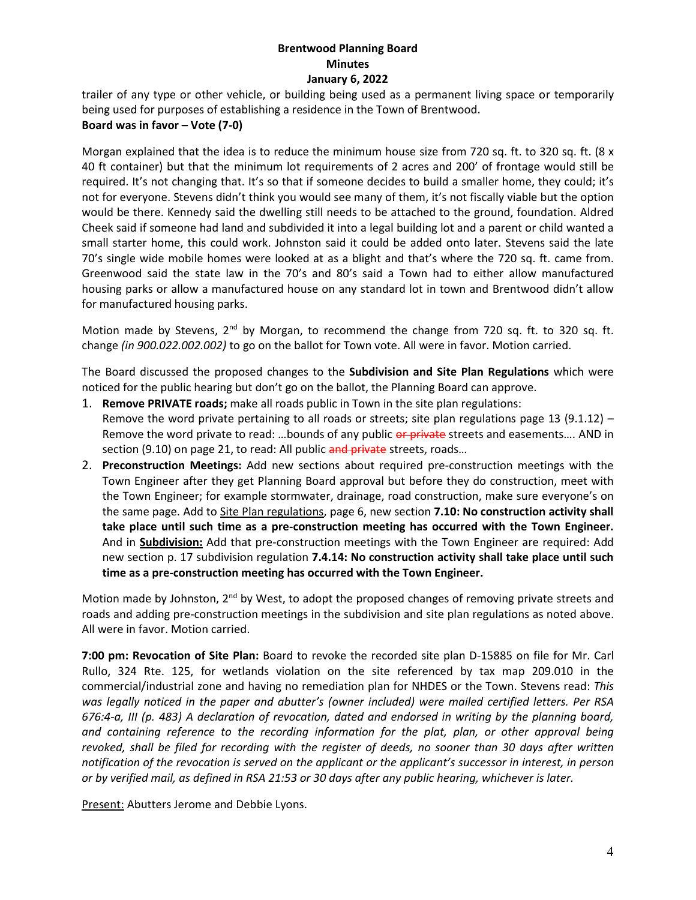trailer of any type or other vehicle, or building being used as a permanent living space or temporarily being used for purposes of establishing a residence in the Town of Brentwood.
**Board was in favor – Vote (7-0)**

Morgan explained that the idea is to reduce the minimum house size from 720 sq. ft. to 320 sq. ft. (8 x 40 ft container) but that the minimum lot requirements of 2 acres and 200' of frontage would still be required. It's not changing that. It's so that if someone decides to build a smaller home, they could; it's not for everyone. Stevens didn't think you would see many of them, it's not fiscally viable but the option would be there. Kennedy said the dwelling still needs to be attached to the ground, foundation. Aldred Cheek said if someone had land and subdivided it into a legal building lot and a parent or child wanted a small starter home, this could work. Johnston said it could be added onto later. Stevens said the late 70's single wide mobile homes were looked at as a blight and that's where the 720 sq. ft. came from. Greenwood said the state law in the 70's and 80's said a Town had to either allow manufactured housing parks or allow a manufactured house on any standard lot in town and Brentwood didn't allow for manufactured housing parks.

Motion made by Stevens, 2nd by Morgan, to recommend the change from 720 sq. ft. to 320 sq. ft. change *(in 900.022.002.002)* to go on the ballot for Town vote. All were in favor. Motion carried.

The Board discussed the proposed changes to the **Subdivision and Site Plan Regulations** which were noticed for the public hearing but don't go on the ballot, the Planning Board can approve.

1. **Remove PRIVATE roads;** make all roads public in Town in the site plan regulations:
   Remove the word private pertaining to all roads or streets; site plan regulations page 13 (9.1.12) – Remove the word private to read: …bounds of any public ~~or private~~ streets and easements…. AND in section (9.10) on page 21, to read: All public ~~and private~~ streets, roads…
2. **Preconstruction Meetings:** Add new sections about required pre-construction meetings with the Town Engineer after they get Planning Board approval but before they do construction, meet with the Town Engineer; for example stormwater, drainage, road construction, make sure everyone's on the same page. Add to Site Plan regulations, page 6, new section **7.10: No construction activity shall take place until such time as a pre-construction meeting has occurred with the Town Engineer.** And in **Subdivision:** Add that pre-construction meetings with the Town Engineer are required: Add new section p. 17 subdivision regulation **7.4.14: No construction activity shall take place until such time as a pre-construction meeting has occurred with the Town Engineer.**

Motion made by Johnston, 2nd by West, to adopt the proposed changes of removing private streets and roads and adding pre-construction meetings in the subdivision and site plan regulations as noted above. All were in favor. Motion carried.

**7:00 pm: Revocation of Site Plan:** Board to revoke the recorded site plan D-15885 on file for Mr. Carl Rullo, 324 Rte. 125, for wetlands violation on the site referenced by tax map 209.010 in the commercial/industrial zone and having no remediation plan for NHDES or the Town. Stevens read: *This was legally noticed in the paper and abutter's (owner included) were mailed certified letters. Per RSA 676:4-a, III (p. 483) A declaration of revocation, dated and endorsed in writing by the planning board, and containing reference to the recording information for the plat, plan, or other approval being revoked, shall be filed for recording with the register of deeds, no sooner than 30 days after written notification of the revocation is served on the applicant or the applicant's successor in interest, in person or by verified mail, as defined in RSA 21:53 or 30 days after any public hearing, whichever is later.*

Present: Abutters Jerome and Debbie Lyons.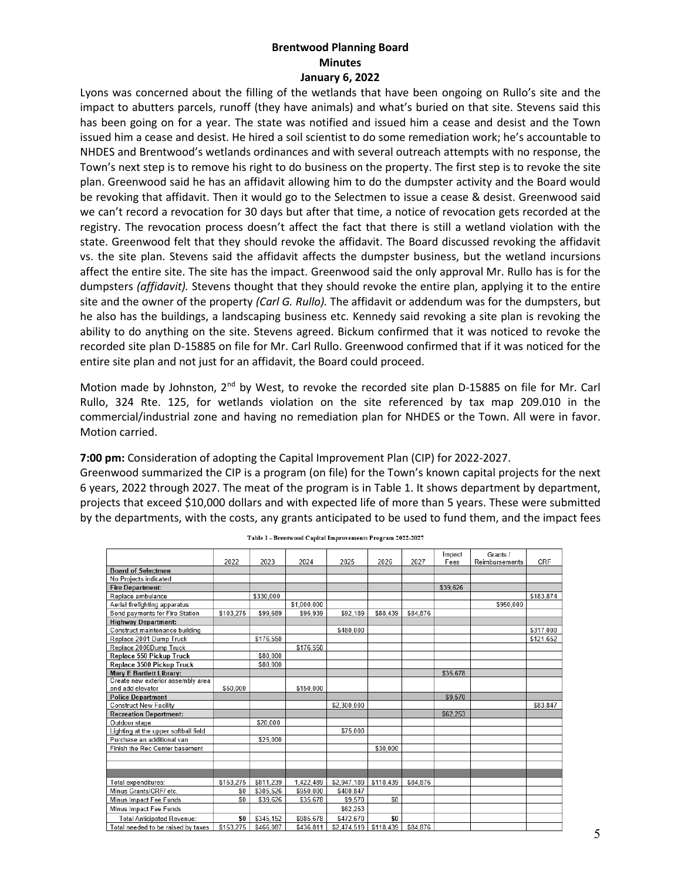Lyons was concerned about the filling of the wetlands that have been ongoing on Rullo's site and the impact to abutters parcels, runoff (they have animals) and what's buried on that site. Stevens said this has been going on for a year. The state was notified and issued him a cease and desist and the Town issued him a cease and desist. He hired a soil scientist to do some remediation work; he's accountable to NHDES and Brentwood's wetlands ordinances and with several outreach attempts with no response, the Town's next step is to remove his right to do business on the property. The first step is to revoke the site plan. Greenwood said he has an affidavit allowing him to do the dumpster activity and the Board would be revoking that affidavit. Then it would go to the Selectmen to issue a cease & desist. Greenwood said we can't record a revocation for 30 days but after that time, a notice of revocation gets recorded at the registry. The revocation process doesn't affect the fact that there is still a wetland violation with the state. Greenwood felt that they should revoke the affidavit. The Board discussed revoking the affidavit vs. the site plan. Stevens said the affidavit affects the dumpster business, but the wetland incursions affect the entire site. The site has the impact. Greenwood said the only approval Mr. Rullo has is for the dumpsters *(affidavit).* Stevens thought that they should revoke the entire plan, applying it to the entire site and the owner of the property *(Carl G. Rullo).* The affidavit or addendum was for the dumpsters, but he also has the buildings, a landscaping business etc. Kennedy said revoking a site plan is revoking the ability to do anything on the site. Stevens agreed. Bickum confirmed that it was noticed to revoke the recorded site plan D-15885 on file for Mr. Carl Rullo. Greenwood confirmed that if it was noticed for the entire site plan and not just for an affidavit, the Board could proceed.

Motion made by Johnston, 2nd by West, to revoke the recorded site plan D-15885 on file for Mr. Carl Rullo, 324 Rte. 125, for wetlands violation on the site referenced by tax map 209.010 in the commercial/industrial zone and having no remediation plan for NHDES or the Town. All were in favor. Motion carried.

**7:00 pm:** Consideration of adopting the Capital Improvement Plan (CIP) for 2022-2027.

Greenwood summarized the CIP is a program (on file) for the Town's known capital projects for the next 6 years, 2022 through 2027. The meat of the program is in Table 1. It shows department by department, projects that exceed $10,000 dollars and with expected life of more than 5 years. These were submitted by the departments, with the costs, any grants anticipated to be used to fund them, and the impact fees

**Table 1 - Brentwood Capital Improvements Program 2022-2027**

| | 2022 | 2023 | 2024 | 2025 | 2026 | 2027 | Impact Fees | Grants / Reimbursements | CRF |
|---|---|---|---|---|---|---|---|---|---|
| **Board of Selectmen** | | | | | | | | | |
| No Projects indicated | | | | | | | | | |
| **Fire Department:** | | | | | | | $39,626 | | |
| Replace ambulance | | $330,000 | | | | | | | $183,874 |
| Aerial firefighting apparatus | | | $1,000,000 | | | | | $950,000 | |
| Bond payments for Fire Station | $103,275 | $99,689 | $95,939 | $92,189 | $88,439 | $84,876 | | | |
| **Highway Department:** | | | | | | | | | |
| Construct maintenance building | | | | $480,000 | | | | | $317,000 |
| Replace 2001 Dump Truck | | $176,550 | | | | | | | $121,652 |
| Replace 2006Dump Truck | | | $176,550 | | | | | | |
| **Replace 550 Pickup Truck** | | $80,000 | | | | | | | |
| **Replace 3500 Pickup Truck** | | $80,000 | | | | | | | |
| **Mary E Bartlett Library:** | | | | | | | $35,678 | | |
| Create new exterior assembly area and add elevator | $50,000 | | $150,000 | | | | | | |
| **Police Department** | | | | | | | $9,570 | | |
| Construct New Facility | | | | $2,300,000 | | | | | $83,847 |
| **Recreation Department:** | | | | | | | $62,253 | | |
| Outdoor stage | | $20,000 | | | | | | | |
| Lighting at the upper softball field | | | | $75,000 | | | | | |
| Purchase an additional van | | $25,000 | | | | | | | |
| Finish the Rec Center basement | | | | | $30,000 | | | | |
| | | | | | | | | | |
| | | | | | | | | | |
| | | | | | | | | | |
| Total expenditures: | $153,275 | $811,239 | 1,422,489 | $2,947,189 | $118,439 | $84,876 | | | |
| Minus Grants/CRF/ etc. | $0 | $305,526 | $950,000 | $400,847 | | | | | |
| Minus Impact Fee Funds | $0 | $39,626 | $35,678 | $9,570 | $0 | | | | |
| Minus Impact Fee Funds | | | | $62,253 | | | | | |
| Total Anticipated Revenue: | **$0** | $345,152 | $985,678 | $472,670 | **$0** | | | | |
| Total needed to be raised by taxes | $153,275 | $466,087 | $436,811 | $2,474,519 | $118,439 | $84,876 | | | |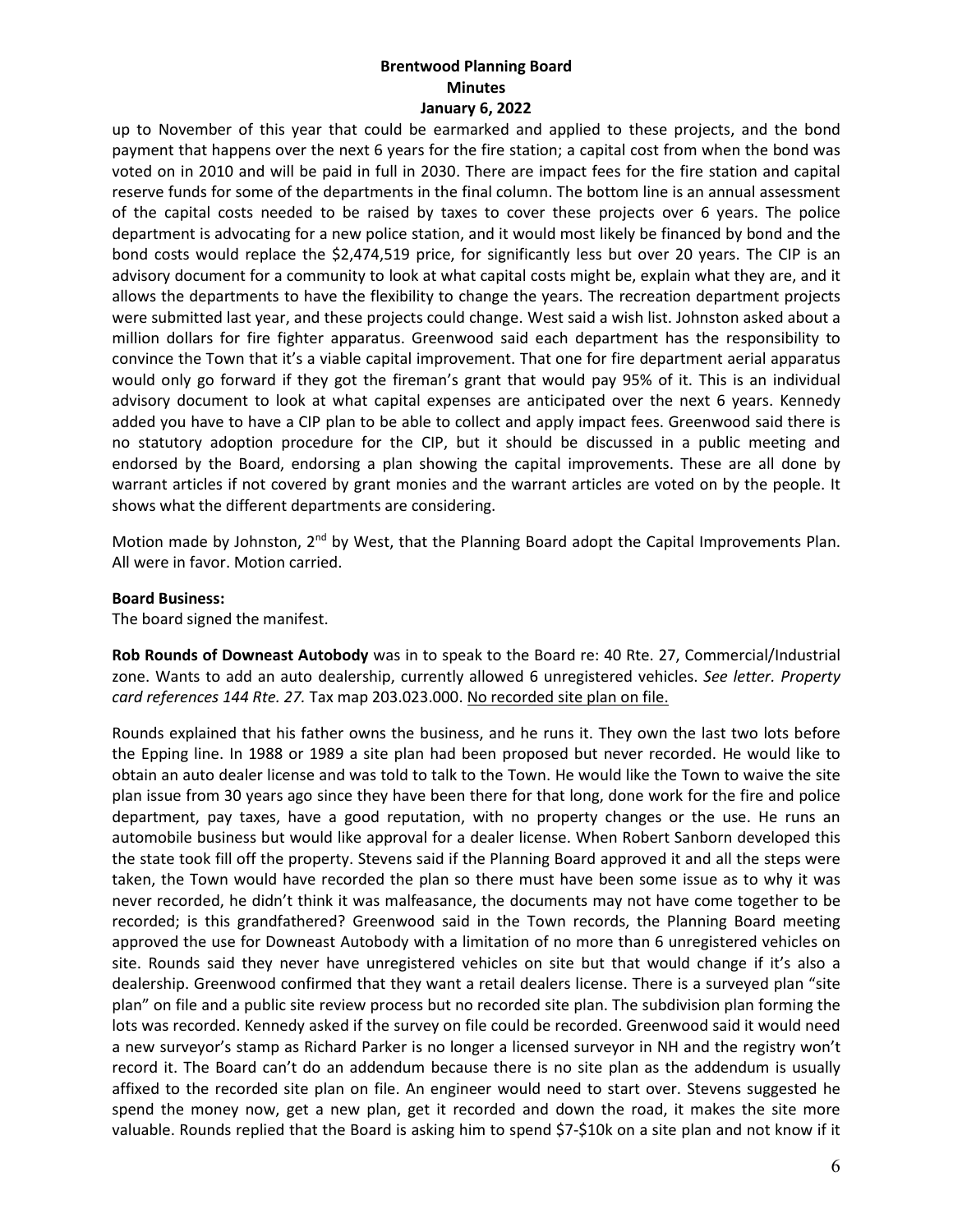up to November of this year that could be earmarked and applied to these projects, and the bond payment that happens over the next 6 years for the fire station; a capital cost from when the bond was voted on in 2010 and will be paid in full in 2030. There are impact fees for the fire station and capital reserve funds for some of the departments in the final column. The bottom line is an annual assessment of the capital costs needed to be raised by taxes to cover these projects over 6 years. The police department is advocating for a new police station, and it would most likely be financed by bond and the bond costs would replace the $2,474,519 price, for significantly less but over 20 years. The CIP is an advisory document for a community to look at what capital costs might be, explain what they are, and it allows the departments to have the flexibility to change the years. The recreation department projects were submitted last year, and these projects could change. West said a wish list. Johnston asked about a million dollars for fire fighter apparatus. Greenwood said each department has the responsibility to convince the Town that it's a viable capital improvement. That one for fire department aerial apparatus would only go forward if they got the fireman's grant that would pay 95% of it. This is an individual advisory document to look at what capital expenses are anticipated over the next 6 years. Kennedy added you have to have a CIP plan to be able to collect and apply impact fees. Greenwood said there is no statutory adoption procedure for the CIP, but it should be discussed in a public meeting and endorsed by the Board, endorsing a plan showing the capital improvements. These are all done by warrant articles if not covered by grant monies and the warrant articles are voted on by the people. It shows what the different departments are considering.

Motion made by Johnston, 2nd by West, that the Planning Board adopt the Capital Improvements Plan. All were in favor. Motion carried.

**Board Business:**

The board signed the manifest.

**Rob Rounds of Downeast Autobody** was in to speak to the Board re: 40 Rte. 27, Commercial/Industrial zone. Wants to add an auto dealership, currently allowed 6 unregistered vehicles. *See letter. Property card references 144 Rte. 27.* Tax map 203.023.000. No recorded site plan on file.

Rounds explained that his father owns the business, and he runs it. They own the last two lots before the Epping line. In 1988 or 1989 a site plan had been proposed but never recorded. He would like to obtain an auto dealer license and was told to talk to the Town. He would like the Town to waive the site plan issue from 30 years ago since they have been there for that long, done work for the fire and police department, pay taxes, have a good reputation, with no property changes or the use. He runs an automobile business but would like approval for a dealer license. When Robert Sanborn developed this the state took fill off the property. Stevens said if the Planning Board approved it and all the steps were taken, the Town would have recorded the plan so there must have been some issue as to why it was never recorded, he didn't think it was malfeasance, the documents may not have come together to be recorded; is this grandfathered? Greenwood said in the Town records, the Planning Board meeting approved the use for Downeast Autobody with a limitation of no more than 6 unregistered vehicles on site. Rounds said they never have unregistered vehicles on site but that would change if it's also a dealership. Greenwood confirmed that they want a retail dealers license. There is a surveyed plan "site plan" on file and a public site review process but no recorded site plan. The subdivision plan forming the lots was recorded. Kennedy asked if the survey on file could be recorded. Greenwood said it would need a new surveyor's stamp as Richard Parker is no longer a licensed surveyor in NH and the registry won't record it. The Board can't do an addendum because there is no site plan as the addendum is usually affixed to the recorded site plan on file. An engineer would need to start over. Stevens suggested he spend the money now, get a new plan, get it recorded and down the road, it makes the site more valuable. Rounds replied that the Board is asking him to spend $7-$10k on a site plan and not know if it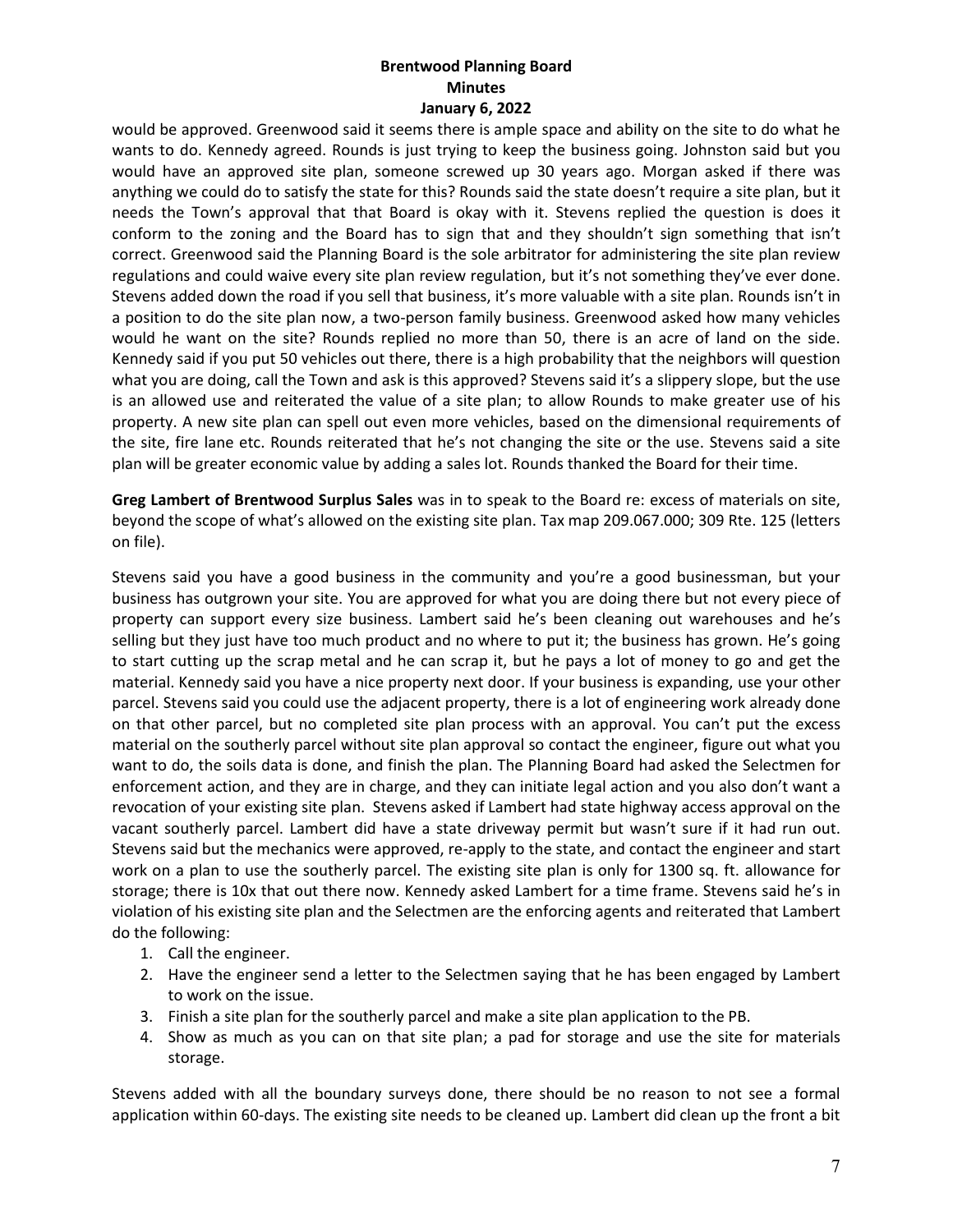would be approved. Greenwood said it seems there is ample space and ability on the site to do what he wants to do. Kennedy agreed. Rounds is just trying to keep the business going. Johnston said but you would have an approved site plan, someone screwed up 30 years ago. Morgan asked if there was anything we could do to satisfy the state for this? Rounds said the state doesn't require a site plan, but it needs the Town's approval that that Board is okay with it. Stevens replied the question is does it conform to the zoning and the Board has to sign that and they shouldn't sign something that isn't correct. Greenwood said the Planning Board is the sole arbitrator for administering the site plan review regulations and could waive every site plan review regulation, but it's not something they've ever done. Stevens added down the road if you sell that business, it's more valuable with a site plan. Rounds isn't in a position to do the site plan now, a two-person family business. Greenwood asked how many vehicles would he want on the site? Rounds replied no more than 50, there is an acre of land on the side. Kennedy said if you put 50 vehicles out there, there is a high probability that the neighbors will question what you are doing, call the Town and ask is this approved? Stevens said it's a slippery slope, but the use is an allowed use and reiterated the value of a site plan; to allow Rounds to make greater use of his property. A new site plan can spell out even more vehicles, based on the dimensional requirements of the site, fire lane etc. Rounds reiterated that he's not changing the site or the use. Stevens said a site plan will be greater economic value by adding a sales lot. Rounds thanked the Board for their time.

**Greg Lambert of Brentwood Surplus Sales** was in to speak to the Board re: excess of materials on site, beyond the scope of what's allowed on the existing site plan. Tax map 209.067.000; 309 Rte. 125 (letters on file).

Stevens said you have a good business in the community and you're a good businessman, but your business has outgrown your site. You are approved for what you are doing there but not every piece of property can support every size business. Lambert said he's been cleaning out warehouses and he's selling but they just have too much product and no where to put it; the business has grown. He's going to start cutting up the scrap metal and he can scrap it, but he pays a lot of money to go and get the material. Kennedy said you have a nice property next door. If your business is expanding, use your other parcel. Stevens said you could use the adjacent property, there is a lot of engineering work already done on that other parcel, but no completed site plan process with an approval. You can't put the excess material on the southerly parcel without site plan approval so contact the engineer, figure out what you want to do, the soils data is done, and finish the plan. The Planning Board had asked the Selectmen for enforcement action, and they are in charge, and they can initiate legal action and you also don't want a revocation of your existing site plan. Stevens asked if Lambert had state highway access approval on the vacant southerly parcel. Lambert did have a state driveway permit but wasn't sure if it had run out. Stevens said but the mechanics were approved, re-apply to the state, and contact the engineer and start work on a plan to use the southerly parcel. The existing site plan is only for 1300 sq. ft. allowance for storage; there is 10x that out there now. Kennedy asked Lambert for a time frame. Stevens said he's in violation of his existing site plan and the Selectmen are the enforcing agents and reiterated that Lambert do the following:

1. Call the engineer.
2. Have the engineer send a letter to the Selectmen saying that he has been engaged by Lambert to work on the issue.
3. Finish a site plan for the southerly parcel and make a site plan application to the PB.
4. Show as much as you can on that site plan; a pad for storage and use the site for materials storage.

Stevens added with all the boundary surveys done, there should be no reason to not see a formal application within 60-days. The existing site needs to be cleaned up. Lambert did clean up the front a bit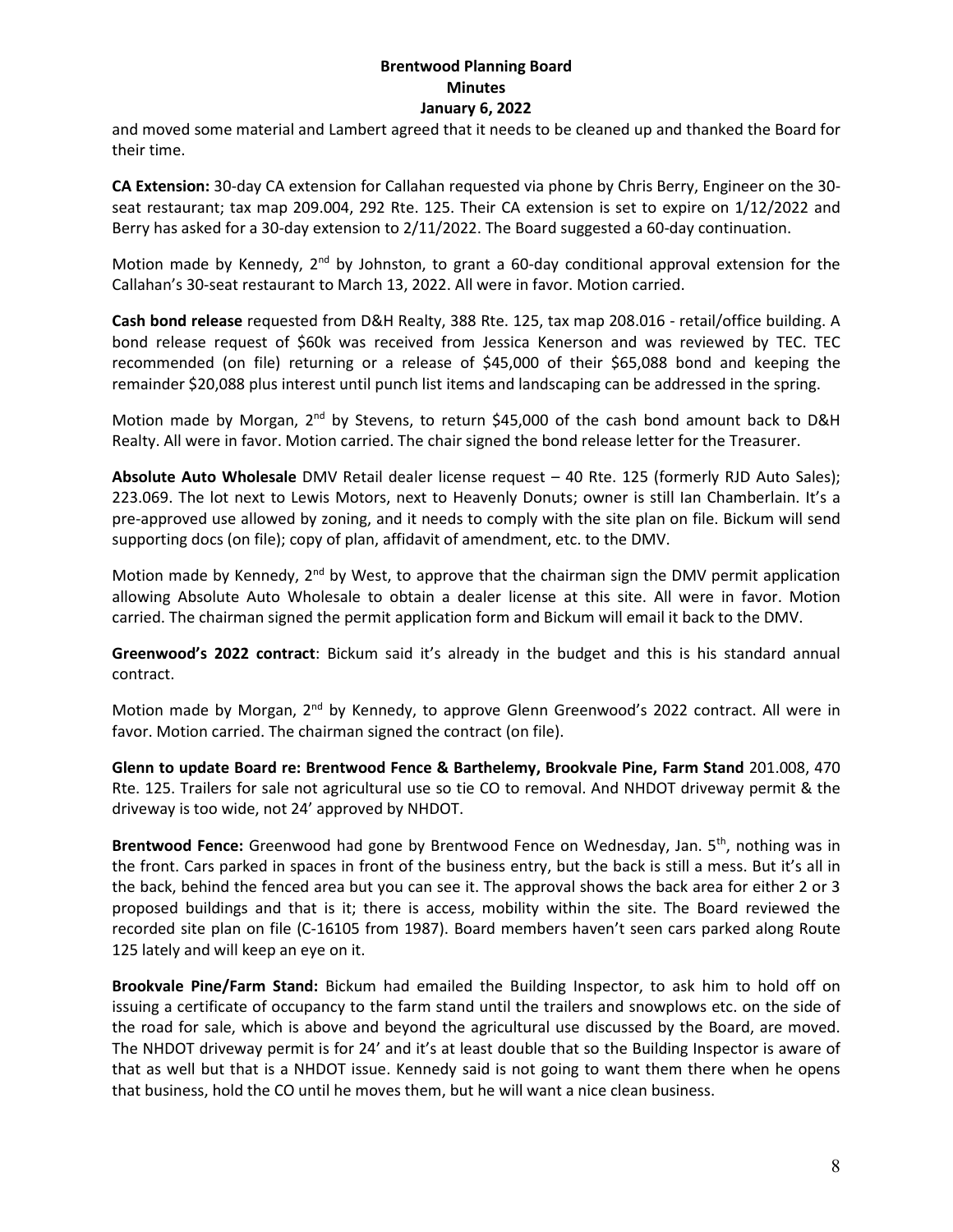and moved some material and Lambert agreed that it needs to be cleaned up and thanked the Board for their time.

**CA Extension:** 30-day CA extension for Callahan requested via phone by Chris Berry, Engineer on the 30-seat restaurant; tax map 209.004, 292 Rte. 125. Their CA extension is set to expire on 1/12/2022 and Berry has asked for a 30-day extension to 2/11/2022. The Board suggested a 60-day continuation.

Motion made by Kennedy, 2nd by Johnston, to grant a 60-day conditional approval extension for the Callahan's 30-seat restaurant to March 13, 2022. All were in favor. Motion carried.

**Cash bond release** requested from D&H Realty, 388 Rte. 125, tax map 208.016 - retail/office building. A bond release request of $60k was received from Jessica Kenerson and was reviewed by TEC. TEC recommended (on file) returning or a release of $45,000 of their $65,088 bond and keeping the remainder $20,088 plus interest until punch list items and landscaping can be addressed in the spring.

Motion made by Morgan, 2nd by Stevens, to return $45,000 of the cash bond amount back to D&H Realty. All were in favor. Motion carried. The chair signed the bond release letter for the Treasurer.

**Absolute Auto Wholesale** DMV Retail dealer license request – 40 Rte. 125 (formerly RJD Auto Sales); 223.069. The lot next to Lewis Motors, next to Heavenly Donuts; owner is still Ian Chamberlain. It's a pre-approved use allowed by zoning, and it needs to comply with the site plan on file. Bickum will send supporting docs (on file); copy of plan, affidavit of amendment, etc. to the DMV.

Motion made by Kennedy, 2nd by West, to approve that the chairman sign the DMV permit application allowing Absolute Auto Wholesale to obtain a dealer license at this site. All were in favor. Motion carried. The chairman signed the permit application form and Bickum will email it back to the DMV.

**Greenwood's 2022 contract**: Bickum said it's already in the budget and this is his standard annual contract.

Motion made by Morgan, 2nd by Kennedy, to approve Glenn Greenwood's 2022 contract. All were in favor. Motion carried. The chairman signed the contract (on file).

**Glenn to update Board re: Brentwood Fence & Barthelemy, Brookvale Pine, Farm Stand** 201.008, 470 Rte. 125. Trailers for sale not agricultural use so tie CO to removal. And NHDOT driveway permit & the driveway is too wide, not 24' approved by NHDOT.

**Brentwood Fence:** Greenwood had gone by Brentwood Fence on Wednesday, Jan. 5th, nothing was in the front. Cars parked in spaces in front of the business entry, but the back is still a mess. But it's all in the back, behind the fenced area but you can see it. The approval shows the back area for either 2 or 3 proposed buildings and that is it; there is access, mobility within the site. The Board reviewed the recorded site plan on file (C-16105 from 1987). Board members haven't seen cars parked along Route 125 lately and will keep an eye on it.

**Brookvale Pine/Farm Stand:** Bickum had emailed the Building Inspector, to ask him to hold off on issuing a certificate of occupancy to the farm stand until the trailers and snowplows etc. on the side of the road for sale, which is above and beyond the agricultural use discussed by the Board, are moved. The NHDOT driveway permit is for 24' and it's at least double that so the Building Inspector is aware of that as well but that is a NHDOT issue. Kennedy said is not going to want them there when he opens that business, hold the CO until he moves them, but he will want a nice clean business.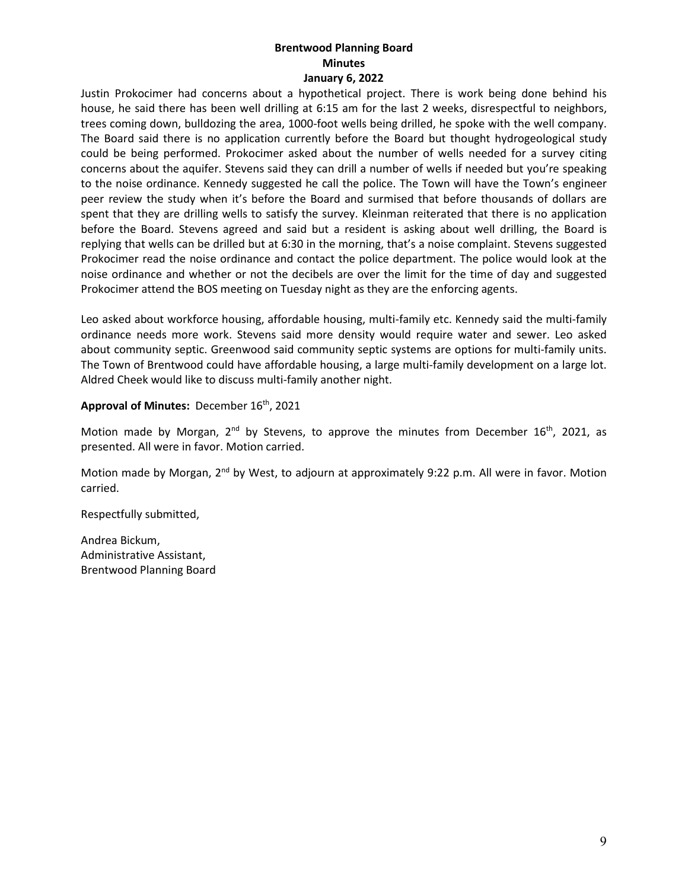Justin Prokocimer had concerns about a hypothetical project. There is work being done behind his house, he said there has been well drilling at 6:15 am for the last 2 weeks, disrespectful to neighbors, trees coming down, bulldozing the area, 1000-foot wells being drilled, he spoke with the well company. The Board said there is no application currently before the Board but thought hydrogeological study could be being performed. Prokocimer asked about the number of wells needed for a survey citing concerns about the aquifer. Stevens said they can drill a number of wells if needed but you're speaking to the noise ordinance. Kennedy suggested he call the police. The Town will have the Town's engineer peer review the study when it's before the Board and surmised that before thousands of dollars are spent that they are drilling wells to satisfy the survey. Kleinman reiterated that there is no application before the Board. Stevens agreed and said but a resident is asking about well drilling, the Board is replying that wells can be drilled but at 6:30 in the morning, that's a noise complaint. Stevens suggested Prokocimer read the noise ordinance and contact the police department. The police would look at the noise ordinance and whether or not the decibels are over the limit for the time of day and suggested Prokocimer attend the BOS meeting on Tuesday night as they are the enforcing agents.

Leo asked about workforce housing, affordable housing, multi-family etc. Kennedy said the multi-family ordinance needs more work. Stevens said more density would require water and sewer. Leo asked about community septic. Greenwood said community septic systems are options for multi-family units. The Town of Brentwood could have affordable housing, a large multi-family development on a large lot. Aldred Cheek would like to discuss multi-family another night.

**Approval of Minutes:** December 16th, 2021

Motion made by Morgan, 2nd by Stevens, to approve the minutes from December 16th, 2021, as presented. All were in favor. Motion carried.

Motion made by Morgan, 2nd by West, to adjourn at approximately 9:22 p.m. All were in favor. Motion carried.

Respectfully submitted,

Andrea Bickum,
Administrative Assistant,
Brentwood Planning Board